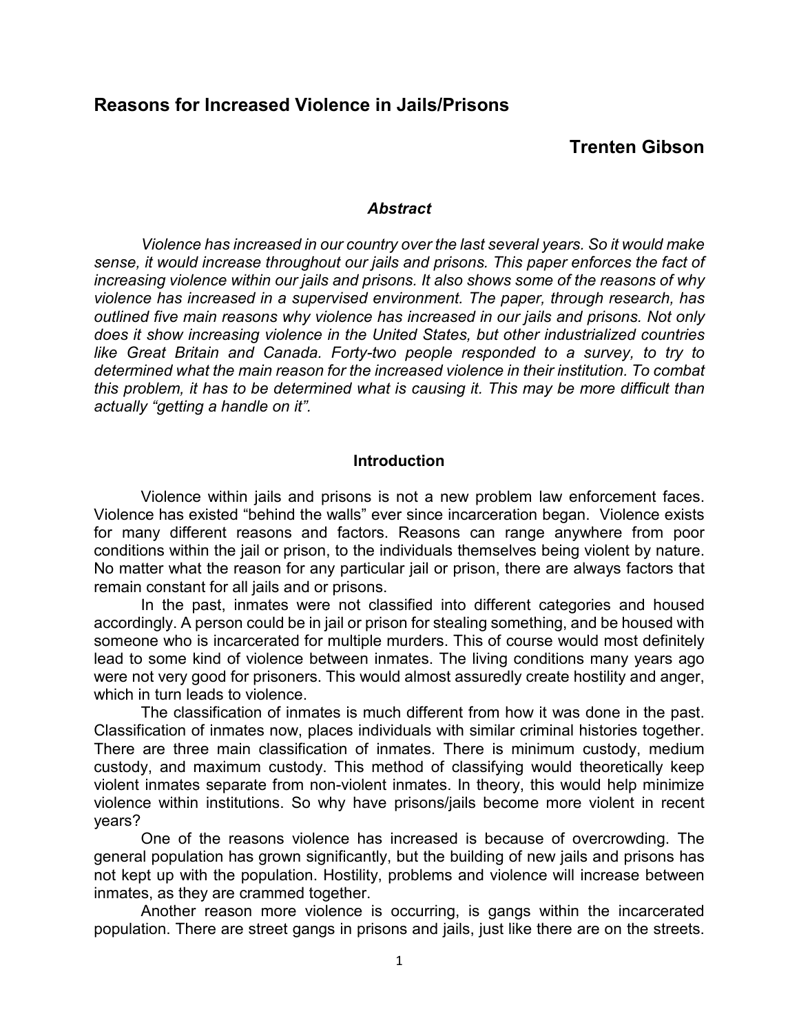# Reasons for Increased Violence in Jails/Prisons

**Trenten Gibson**

### *Abstract*

*Violence has increased in our country over the last several years. So it would make sense, it would increase throughout our jails and prisons. This paper enforces the fact of increasing violence within our jails and prisons. It also shows some of the reasons of why violence has increased in a supervised environment. The paper, through research, has outlined five main reasons why violence has increased in our jails and prisons. Not only does it show increasing violence in the United States, but other industrialized countries like Great Britain and Canada. Forty-two people responded to a survey, to try to determined what the main reason for the increased violence in their institution. To combat this problem, it has to be determined what is causing it. This may be more difficult than actually "getting a handle on it".*

### Introduction

Violence within jails and prisons is not a new problem law enforcement faces. Violence has existed "behind the walls" ever since incarceration began. Violence exists for many different reasons and factors. Reasons can range anywhere from poor conditions within the jail or prison, to the individuals themselves being violent by nature. No matter what the reason for any particular jail or prison, there are always factors that remain constant for all jails and or prisons.

In the past, inmates were not classified into different categories and housed accordingly. A person could be in jail or prison for stealing something, and be housed with someone who is incarcerated for multiple murders. This of course would most definitely lead to some kind of violence between inmates. The living conditions many years ago were not very good for prisoners. This would almost assuredly create hostility and anger, which in turn leads to violence.

The classification of inmates is much different from how it was done in the past. Classification of inmates now, places individuals with similar criminal histories together. There are three main classification of inmates. There is minimum custody, medium custody, and maximum custody. This method of classifying would theoretically keep violent inmates separate from non-violent inmates. In theory, this would help minimize violence within institutions. So why have prisons/jails become more violent in recent years?

One of the reasons violence has increased is because of overcrowding. The general population has grown significantly, but the building of new jails and prisons has not kept up with the population. Hostility, problems and violence will increase between inmates, as they are crammed together.

Another reason more violence is occurring, is gangs within the incarcerated population. There are street gangs in prisons and jails, just like there are on the streets.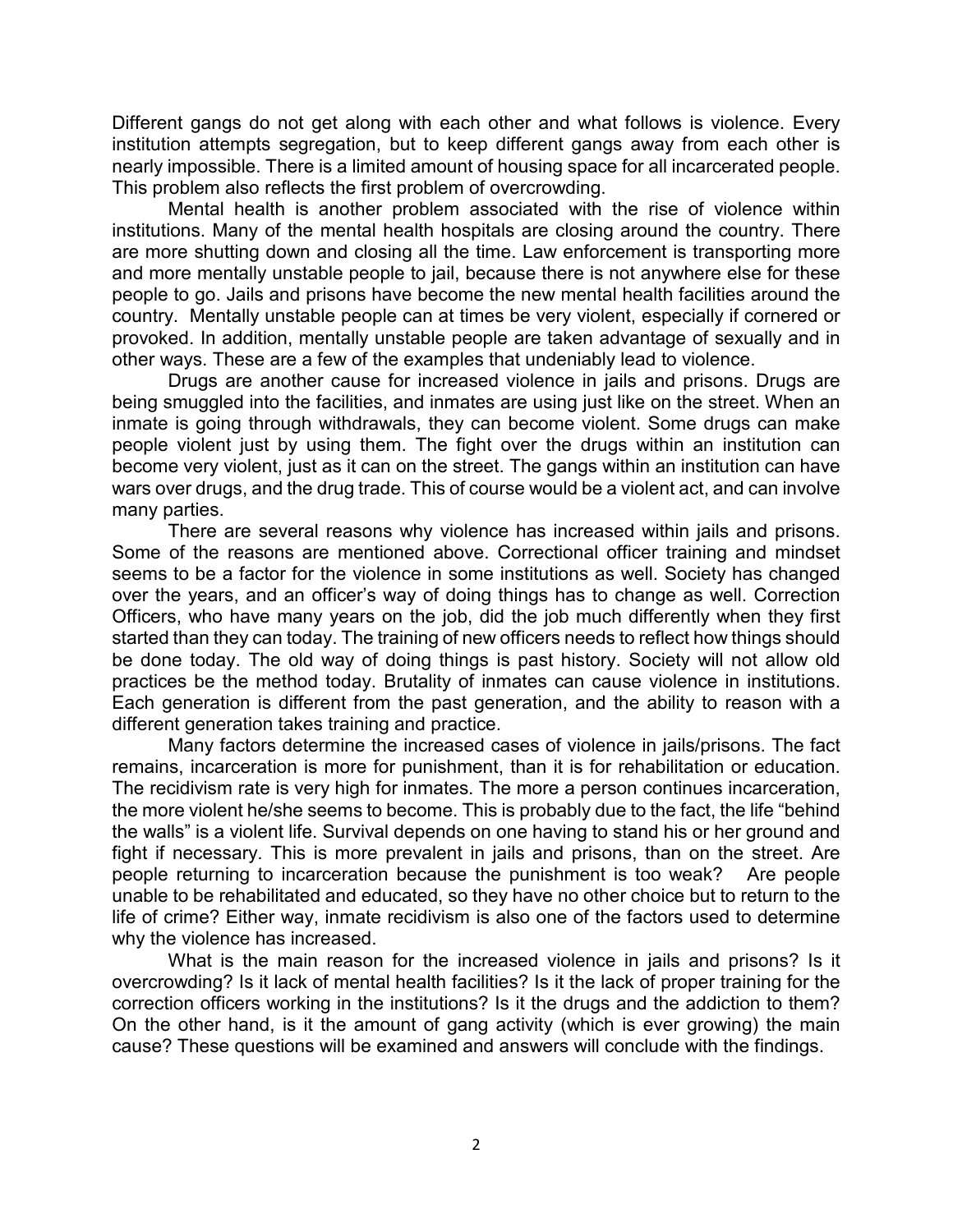Different gangs do not get along with each other and what follows is violence. Every institution attempts segregation, but to keep different gangs away from each other is nearly impossible. There is a limited amount of housing space for all incarcerated people. This problem also reflects the first problem of overcrowding.

Mental health is another problem associated with the rise of violence within institutions. Many of the mental health hospitals are closing around the country. There are more shutting down and closing all the time. Law enforcement is transporting more and more mentally unstable people to jail, because there is not anywhere else for these people to go. Jails and prisons have become the new mental health facilities around the country. Mentally unstable people can at times be very violent, especially if cornered or provoked. In addition, mentally unstable people are taken advantage of sexually and in other ways. These are a few of the examples that undeniably lead to violence.

Drugs are another cause for increased violence in jails and prisons. Drugs are being smuggled into the facilities, and inmates are using just like on the street. When an inmate is going through withdrawals, they can become violent. Some drugs can make people violent just by using them. The fight over the drugs within an institution can become very violent, just as it can on the street. The gangs within an institution can have wars over drugs, and the drug trade. This of course would be a violent act, and can involve many parties.

There are several reasons why violence has increased within jails and prisons. Some of the reasons are mentioned above. Correctional officer training and mindset seems to be a factor for the violence in some institutions as well. Society has changed over the years, and an officer's way of doing things has to change as well. Correction Officers, who have many years on the job, did the job much differently when they first started than they can today. The training of new officers needs to reflect how things should be done today. The old way of doing things is past history. Society will not allow old practices be the method today. Brutality of inmates can cause violence in institutions. Each generation is different from the past generation, and the ability to reason with a different generation takes training and practice.

Many factors determine the increased cases of violence in jails/prisons. The fact remains, incarceration is more for punishment, than it is for rehabilitation or education. The recidivism rate is very high for inmates. The more a person continues incarceration, the more violent he/she seems to become. This is probably due to the fact, the life "behind the walls" is a violent life. Survival depends on one having to stand his or her ground and fight if necessary. This is more prevalent in jails and prisons, than on the street. Are people returning to incarceration because the punishment is too weak? Are people unable to be rehabilitated and educated, so they have no other choice but to return to the life of crime? Either way, inmate recidivism is also one of the factors used to determine why the violence has increased.

What is the main reason for the increased violence in jails and prisons? Is it overcrowding? Is it lack of mental health facilities? Is it the lack of proper training for the correction officers working in the institutions? Is it the drugs and the addiction to them? On the other hand, is it the amount of gang activity (which is ever growing) the main cause? These questions will be examined and answers will conclude with the findings.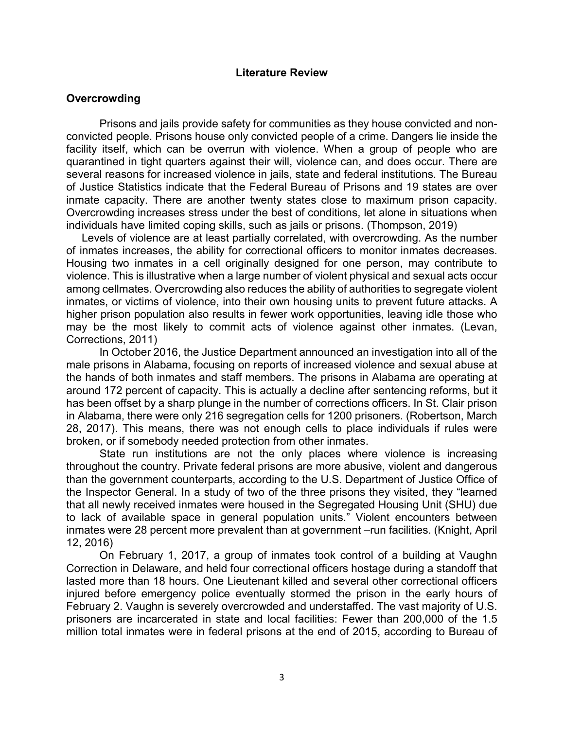# Literature Review

## Overcrowding

Prisons and jails provide safety for communities as they house convicted and non-convicted people. Prisons house only convicted people of a crime. Dangers lie inside the facility itself, which can be overrun with violence. When a group of people who are quarantined in tight quarters against their will, violence can, and does occur. There are several reasons for increased violence in jails, state and federal institutions. The Bureau of Justice Statistics indicate that the Federal Bureau of Prisons and 19 states are over inmate capacity. There are another twenty states close to maximum prison capacity. Overcrowding increases stress under the best of conditions, let alone in situations when individuals have limited coping skills, such as jails or prisons. (Thompson, 2019)

Levels of violence are at least partially correlated, with overcrowding. As the number of inmates increases, the ability for correctional officers to monitor inmates decreases. Housing two inmates in a cell originally designed for one person, may contribute to violence. This is illustrative when a large number of violent physical and sexual acts occur among cellmates. Overcrowding also reduces the ability of authorities to segregate violent inmates, or victims of violence, into their own housing units to prevent future attacks. A higher prison population also results in fewer work opportunities, leaving idle those who may be the most likely to commit acts of violence against other inmates. (Levan, Corrections, 2011)

In October 2016, the Justice Department announced an investigation into all of the male prisons in Alabama, focusing on reports of increased violence and sexual abuse at the hands of both inmates and staff members. The prisons in Alabama are operating at around 172 percent of capacity. This is actually a decline after sentencing reforms, but it has been offset by a sharp plunge in the number of corrections officers. In St. Clair prison in Alabama, there were only 216 segregation cells for 1200 prisoners. (Robertson, March 28, 2017). This means, there was not enough cells to place individuals if rules were broken, or if somebody needed protection from other inmates.

State run institutions are not the only places where violence is increasing throughout the country. Private federal prisons are more abusive, violent and dangerous than the government counterparts, according to the U.S. Department of Justice Office of the Inspector General. In a study of two of the three prisons they visited, they "learned that all newly received inmates were housed in the Segregated Housing Unit (SHU) due to lack of available space in general population units." Violent encounters between inmates were 28 percent more prevalent than at government –run facilities. (Knight, April 12, 2016)

On February 1, 2017, a group of inmates took control of a building at Vaughn Correction in Delaware, and held four correctional officers hostage during a standoff that lasted more than 18 hours. One Lieutenant killed and several other correctional officers injured before emergency police eventually stormed the prison in the early hours of February 2. Vaughn is severely overcrowded and understaffed. The vast majority of U.S. prisoners are incarcerated in state and local facilities: Fewer than 200,000 of the 1.5 million total inmates were in federal prisons at the end of 2015, according to Bureau of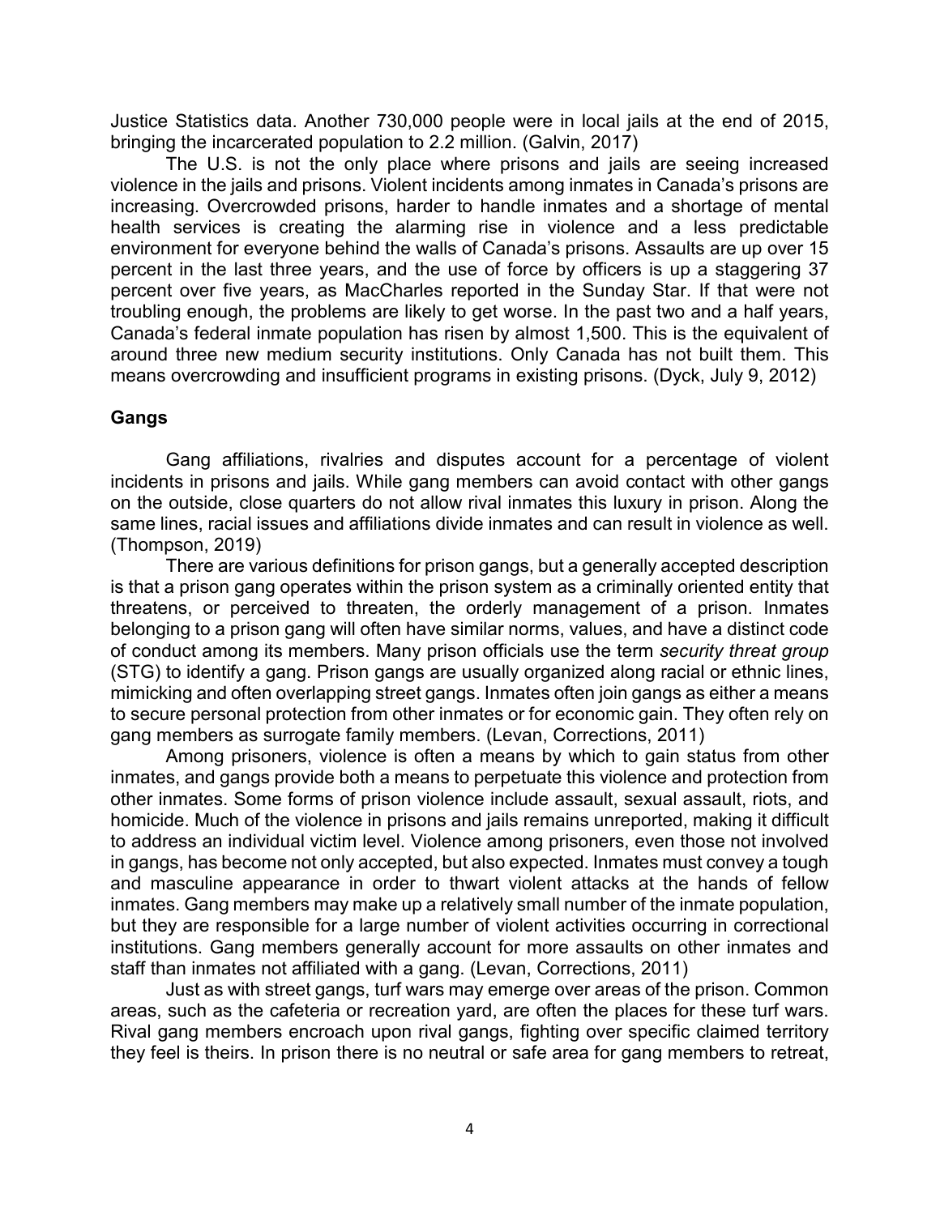Justice Statistics data. Another 730,000 people were in local jails at the end of 2015, bringing the incarcerated population to 2.2 million. (Galvin, 2017)

The U.S. is not the only place where prisons and jails are seeing increased violence in the jails and prisons. Violent incidents among inmates in Canada's prisons are increasing. Overcrowded prisons, harder to handle inmates and a shortage of mental health services is creating the alarming rise in violence and a less predictable environment for everyone behind the walls of Canada's prisons. Assaults are up over 15 percent in the last three years, and the use of force by officers is up a staggering 37 percent over five years, as MacCharles reported in the Sunday Star. If that were not troubling enough, the problems are likely to get worse. In the past two and a half years, Canada's federal inmate population has risen by almost 1,500. This is the equivalent of around three new medium security institutions. Only Canada has not built them. This means overcrowding and insufficient programs in existing prisons. (Dyck, July 9, 2012)

**Gangs**

Gang affiliations, rivalries and disputes account for a percentage of violent incidents in prisons and jails. While gang members can avoid contact with other gangs on the outside, close quarters do not allow rival inmates this luxury in prison. Along the same lines, racial issues and affiliations divide inmates and can result in violence as well. (Thompson, 2019)

There are various definitions for prison gangs, but a generally accepted description is that a prison gang operates within the prison system as a criminally oriented entity that threatens, or perceived to threaten, the orderly management of a prison. Inmates belonging to a prison gang will often have similar norms, values, and have a distinct code of conduct among its members. Many prison officials use the term *security threat group* (STG) to identify a gang. Prison gangs are usually organized along racial or ethnic lines, mimicking and often overlapping street gangs. Inmates often join gangs as either a means to secure personal protection from other inmates or for economic gain. They often rely on gang members as surrogate family members. (Levan, Corrections, 2011)

Among prisoners, violence is often a means by which to gain status from other inmates, and gangs provide both a means to perpetuate this violence and protection from other inmates. Some forms of prison violence include assault, sexual assault, riots, and homicide. Much of the violence in prisons and jails remains unreported, making it difficult to address an individual victim level. Violence among prisoners, even those not involved in gangs, has become not only accepted, but also expected. Inmates must convey a tough and masculine appearance in order to thwart violent attacks at the hands of fellow inmates. Gang members may make up a relatively small number of the inmate population, but they are responsible for a large number of violent activities occurring in correctional institutions. Gang members generally account for more assaults on other inmates and staff than inmates not affiliated with a gang. (Levan, Corrections, 2011)

Just as with street gangs, turf wars may emerge over areas of the prison. Common areas, such as the cafeteria or recreation yard, are often the places for these turf wars. Rival gang members encroach upon rival gangs, fighting over specific claimed territory they feel is theirs. In prison there is no neutral or safe area for gang members to retreat,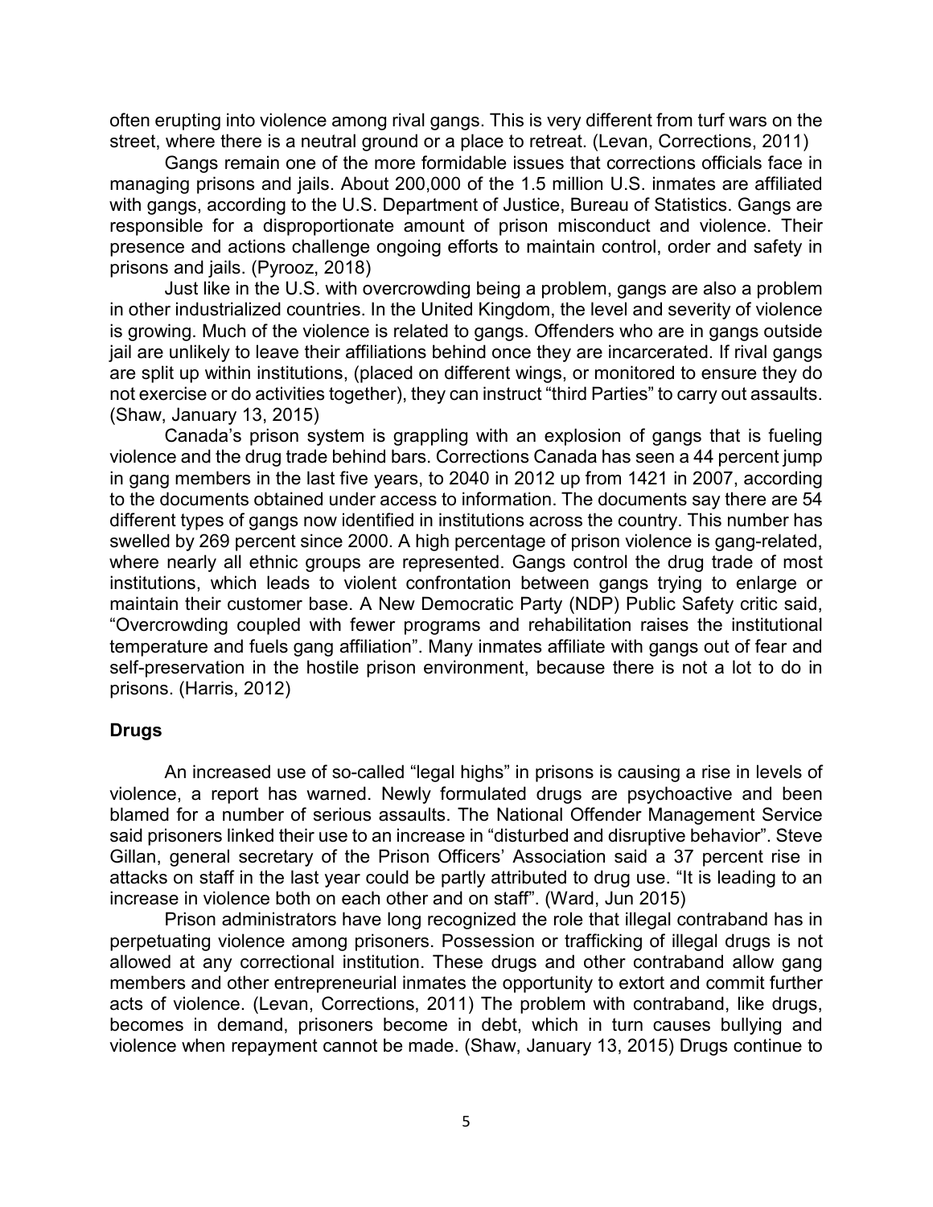often erupting into violence among rival gangs. This is very different from turf wars on the street, where there is a neutral ground or a place to retreat. (Levan, Corrections, 2011)

Gangs remain one of the more formidable issues that corrections officials face in managing prisons and jails. About 200,000 of the 1.5 million U.S. inmates are affiliated with gangs, according to the U.S. Department of Justice, Bureau of Statistics. Gangs are responsible for a disproportionate amount of prison misconduct and violence. Their presence and actions challenge ongoing efforts to maintain control, order and safety in prisons and jails. (Pyrooz, 2018)

Just like in the U.S. with overcrowding being a problem, gangs are also a problem in other industrialized countries. In the United Kingdom, the level and severity of violence is growing. Much of the violence is related to gangs. Offenders who are in gangs outside jail are unlikely to leave their affiliations behind once they are incarcerated. If rival gangs are split up within institutions, (placed on different wings, or monitored to ensure they do not exercise or do activities together), they can instruct "third Parties" to carry out assaults. (Shaw, January 13, 2015)

Canada's prison system is grappling with an explosion of gangs that is fueling violence and the drug trade behind bars. Corrections Canada has seen a 44 percent jump in gang members in the last five years, to 2040 in 2012 up from 1421 in 2007, according to the documents obtained under access to information. The documents say there are 54 different types of gangs now identified in institutions across the country. This number has swelled by 269 percent since 2000. A high percentage of prison violence is gang-related, where nearly all ethnic groups are represented. Gangs control the drug trade of most institutions, which leads to violent confrontation between gangs trying to enlarge or maintain their customer base. A New Democratic Party (NDP) Public Safety critic said, "Overcrowding coupled with fewer programs and rehabilitation raises the institutional temperature and fuels gang affiliation". Many inmates affiliate with gangs out of fear and self-preservation in the hostile prison environment, because there is not a lot to do in prisons. (Harris, 2012)

## Drugs

An increased use of so-called "legal highs" in prisons is causing a rise in levels of violence, a report has warned. Newly formulated drugs are psychoactive and been blamed for a number of serious assaults. The National Offender Management Service said prisoners linked their use to an increase in "disturbed and disruptive behavior". Steve Gillan, general secretary of the Prison Officers' Association said a 37 percent rise in attacks on staff in the last year could be partly attributed to drug use. "It is leading to an increase in violence both on each other and on staff". (Ward, Jun 2015)

Prison administrators have long recognized the role that illegal contraband has in perpetuating violence among prisoners. Possession or trafficking of illegal drugs is not allowed at any correctional institution. These drugs and other contraband allow gang members and other entrepreneurial inmates the opportunity to extort and commit further acts of violence. (Levan, Corrections, 2011) The problem with contraband, like drugs, becomes in demand, prisoners become in debt, which in turn causes bullying and violence when repayment cannot be made. (Shaw, January 13, 2015) Drugs continue to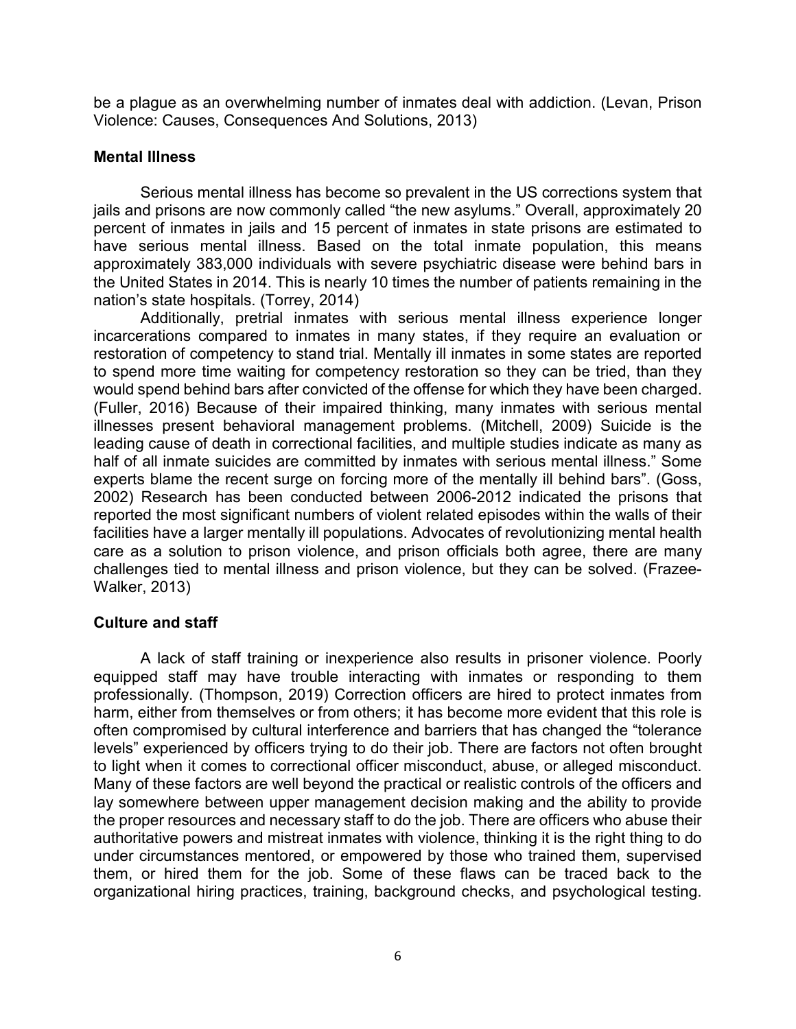be a plague as an overwhelming number of inmates deal with addiction. (Levan, Prison Violence: Causes, Consequences And Solutions, 2013)

### Mental Illness

Serious mental illness has become so prevalent in the US corrections system that jails and prisons are now commonly called "the new asylums." Overall, approximately 20 percent of inmates in jails and 15 percent of inmates in state prisons are estimated to have serious mental illness. Based on the total inmate population, this means approximately 383,000 individuals with severe psychiatric disease were behind bars in the United States in 2014. This is nearly 10 times the number of patients remaining in the nation's state hospitals. (Torrey, 2014)

Additionally, pretrial inmates with serious mental illness experience longer incarcerations compared to inmates in many states, if they require an evaluation or restoration of competency to stand trial. Mentally ill inmates in some states are reported to spend more time waiting for competency restoration so they can be tried, than they would spend behind bars after convicted of the offense for which they have been charged. (Fuller, 2016) Because of their impaired thinking, many inmates with serious mental illnesses present behavioral management problems. (Mitchell, 2009) Suicide is the leading cause of death in correctional facilities, and multiple studies indicate as many as half of all inmate suicides are committed by inmates with serious mental illness." Some experts blame the recent surge on forcing more of the mentally ill behind bars". (Goss, 2002) Research has been conducted between 2006-2012 indicated the prisons that reported the most significant numbers of violent related episodes within the walls of their facilities have a larger mentally ill populations. Advocates of revolutionizing mental health care as a solution to prison violence, and prison officials both agree, there are many challenges tied to mental illness and prison violence, but they can be solved. (Frazee-Walker, 2013)

### Culture and staff

A lack of staff training or inexperience also results in prisoner violence. Poorly equipped staff may have trouble interacting with inmates or responding to them professionally. (Thompson, 2019) Correction officers are hired to protect inmates from harm, either from themselves or from others; it has become more evident that this role is often compromised by cultural interference and barriers that has changed the "tolerance levels" experienced by officers trying to do their job. There are factors not often brought to light when it comes to correctional officer misconduct, abuse, or alleged misconduct. Many of these factors are well beyond the practical or realistic controls of the officers and lay somewhere between upper management decision making and the ability to provide the proper resources and necessary staff to do the job. There are officers who abuse their authoritative powers and mistreat inmates with violence, thinking it is the right thing to do under circumstances mentored, or empowered by those who trained them, supervised them, or hired them for the job. Some of these flaws can be traced back to the organizational hiring practices, training, background checks, and psychological testing.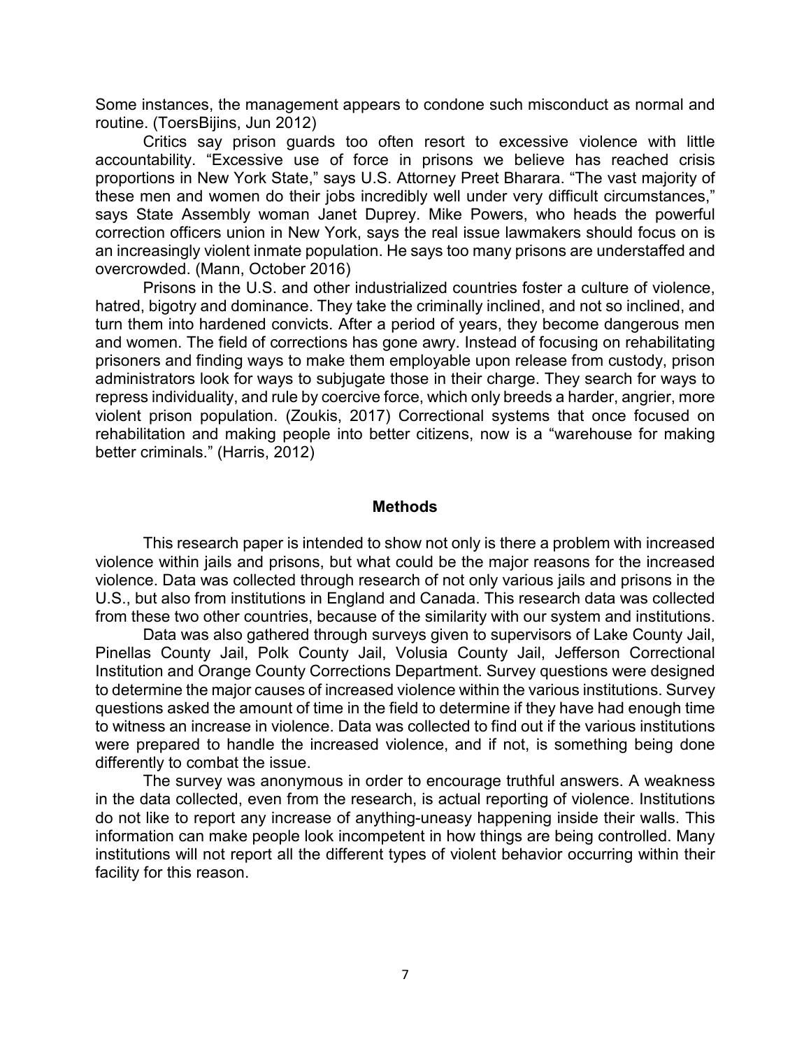Some instances, the management appears to condone such misconduct as normal and routine. (ToersBijins, Jun 2012)

Critics say prison guards too often resort to excessive violence with little accountability. “Excessive use of force in prisons we believe has reached crisis proportions in New York State,” says U.S. Attorney Preet Bharara. “The vast majority of these men and women do their jobs incredibly well under very difficult circumstances,” says State Assembly woman Janet Duprey. Mike Powers, who heads the powerful correction officers union in New York, says the real issue lawmakers should focus on is an increasingly violent inmate population. He says too many prisons are understaffed and overcrowded. (Mann, October 2016)

Prisons in the U.S. and other industrialized countries foster a culture of violence, hatred, bigotry and dominance. They take the criminally inclined, and not so inclined, and turn them into hardened convicts. After a period of years, they become dangerous men and women. The field of corrections has gone awry. Instead of focusing on rehabilitating prisoners and finding ways to make them employable upon release from custody, prison administrators look for ways to subjugate those in their charge. They search for ways to repress individuality, and rule by coercive force, which only breeds a harder, angrier, more violent prison population. (Zoukis, 2017) Correctional systems that once focused on rehabilitation and making people into better citizens, now is a “warehouse for making better criminals.” (Harris, 2012)

## Methods

This research paper is intended to show not only is there a problem with increased violence within jails and prisons, but what could be the major reasons for the increased violence. Data was collected through research of not only various jails and prisons in the U.S., but also from institutions in England and Canada. This research data was collected from these two other countries, because of the similarity with our system and institutions.

Data was also gathered through surveys given to supervisors of Lake County Jail, Pinellas County Jail, Polk County Jail, Volusia County Jail, Jefferson Correctional Institution and Orange County Corrections Department. Survey questions were designed to determine the major causes of increased violence within the various institutions. Survey questions asked the amount of time in the field to determine if they have had enough time to witness an increase in violence. Data was collected to find out if the various institutions were prepared to handle the increased violence, and if not, is something being done differently to combat the issue.

The survey was anonymous in order to encourage truthful answers. A weakness in the data collected, even from the research, is actual reporting of violence. Institutions do not like to report any increase of anything-uneasy happening inside their walls. This information can make people look incompetent in how things are being controlled. Many institutions will not report all the different types of violent behavior occurring within their facility for this reason.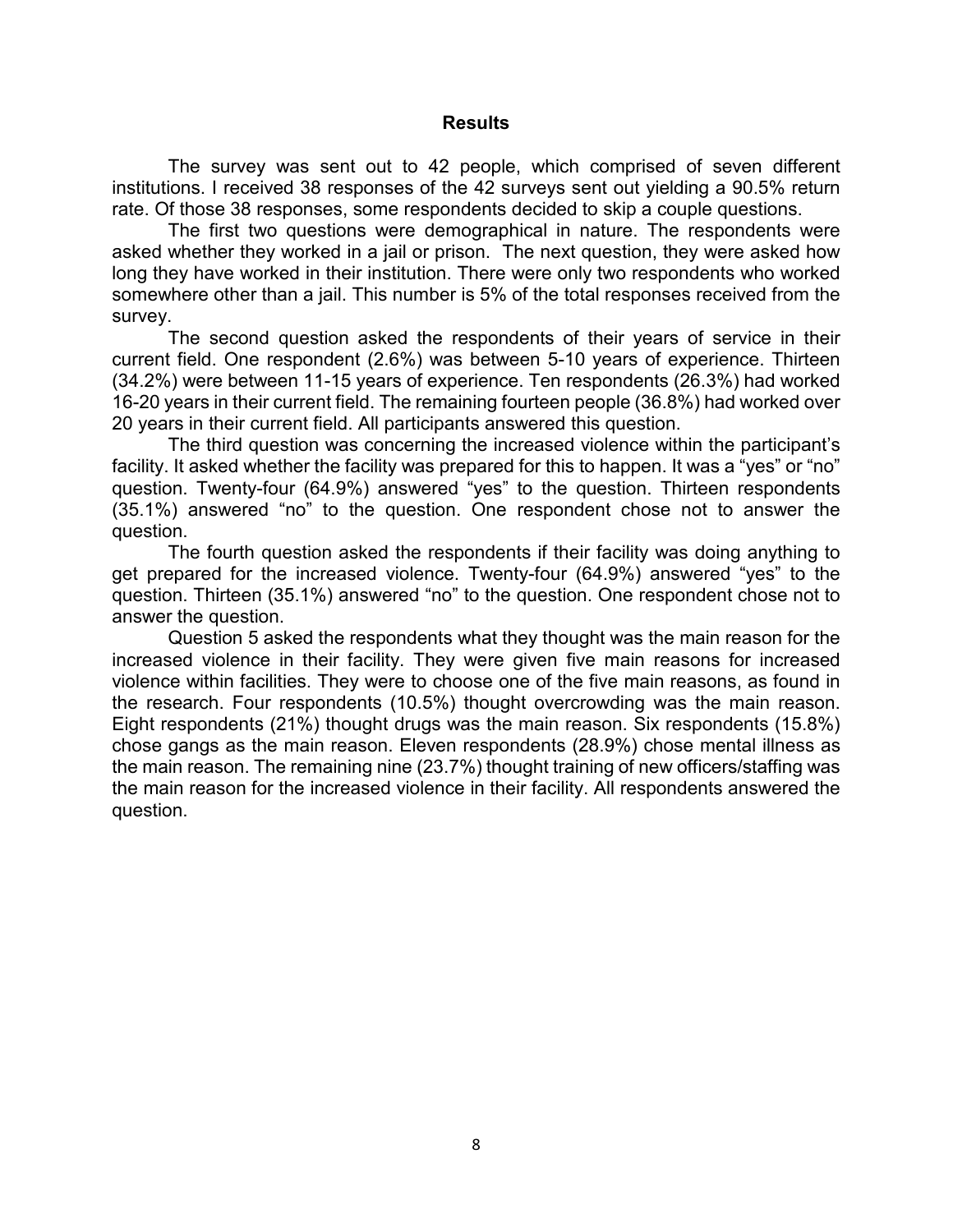## Results

The survey was sent out to 42 people, which comprised of seven different institutions. I received 38 responses of the 42 surveys sent out yielding a 90.5% return rate. Of those 38 responses, some respondents decided to skip a couple questions.

The first two questions were demographical in nature. The respondents were asked whether they worked in a jail or prison. The next question, they were asked how long they have worked in their institution. There were only two respondents who worked somewhere other than a jail. This number is 5% of the total responses received from the survey.

The second question asked the respondents of their years of service in their current field. One respondent (2.6%) was between 5-10 years of experience. Thirteen (34.2%) were between 11-15 years of experience. Ten respondents (26.3%) had worked 16-20 years in their current field. The remaining fourteen people (36.8%) had worked over 20 years in their current field. All participants answered this question.

The third question was concerning the increased violence within the participant's facility. It asked whether the facility was prepared for this to happen. It was a "yes" or "no" question. Twenty-four (64.9%) answered "yes" to the question. Thirteen respondents (35.1%) answered "no" to the question. One respondent chose not to answer the question.

The fourth question asked the respondents if their facility was doing anything to get prepared for the increased violence. Twenty-four (64.9%) answered "yes" to the question. Thirteen (35.1%) answered "no" to the question. One respondent chose not to answer the question.

Question 5 asked the respondents what they thought was the main reason for the increased violence in their facility. They were given five main reasons for increased violence within facilities. They were to choose one of the five main reasons, as found in the research. Four respondents (10.5%) thought overcrowding was the main reason. Eight respondents (21%) thought drugs was the main reason. Six respondents (15.8%) chose gangs as the main reason. Eleven respondents (28.9%) chose mental illness as the main reason. The remaining nine (23.7%) thought training of new officers/staffing was the main reason for the increased violence in their facility. All respondents answered the question.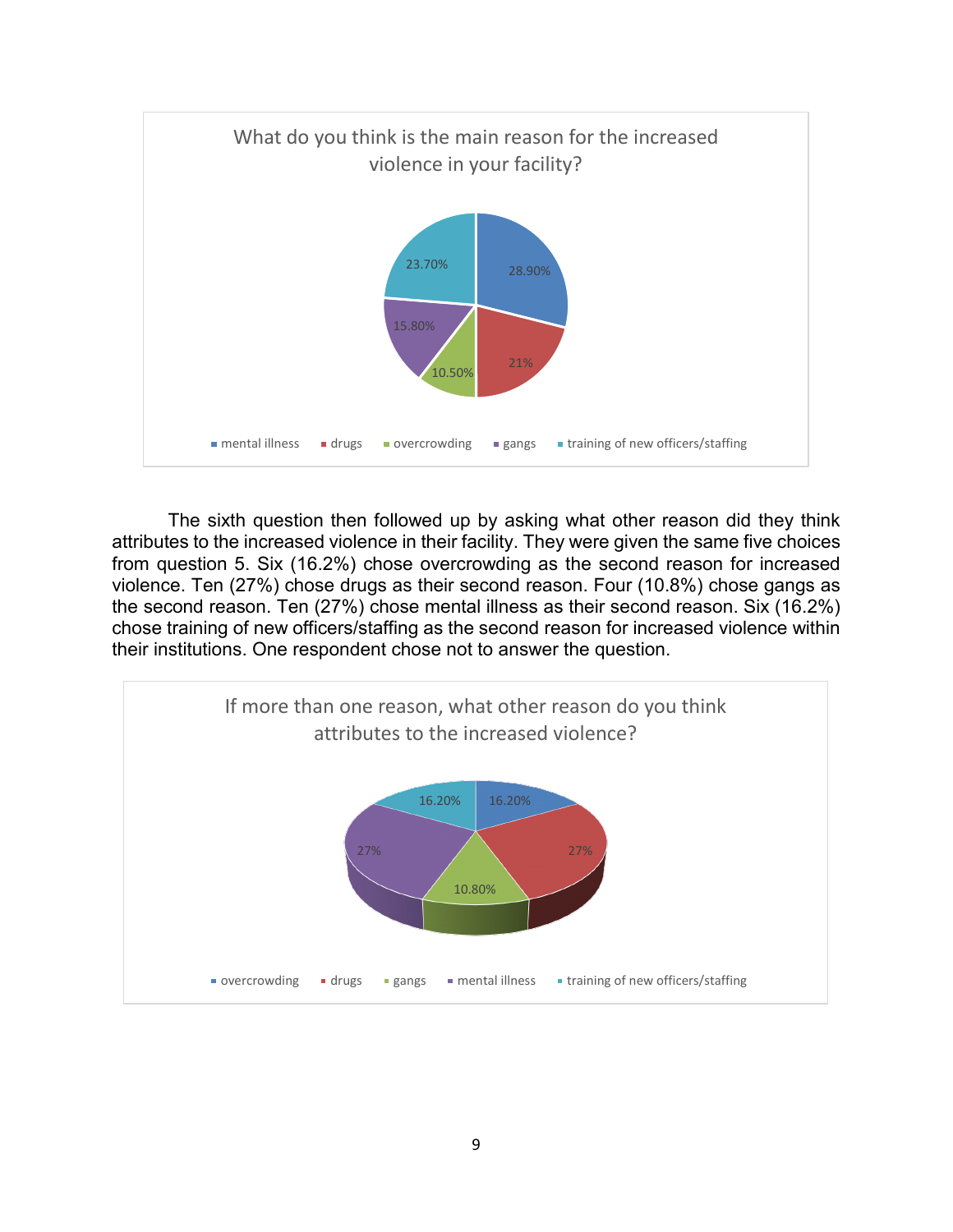What do you think is the main reason for the increased violence in your facility?

| Reason | Percentage |
|---|---|
| mental illness | 28.90% |
| drugs | 21% |
| overcrowding | 10.50% |
| gangs | 15.80% |
| training of new officers/staffing | 23.70% |

The sixth question then followed up by asking what other reason did they think attributes to the increased violence in their facility. They were given the same five choices from question 5. Six (16.2%) chose overcrowding as the second reason for increased violence. Ten (27%) chose drugs as their second reason. Four (10.8%) chose gangs as the second reason. Ten (27%) chose mental illness as their second reason. Six (16.2%) chose training of new officers/staffing as the second reason for increased violence within their institutions. One respondent chose not to answer the question.

If more than one reason, what other reason do you think attributes to the increased violence?

| Reason | Percentage |
|---|---|
| overcrowding | 16.20% |
| drugs | 27% |
| gangs | 10.80% |
| mental illness | 27% |
| training of new officers/staffing | 16.20% |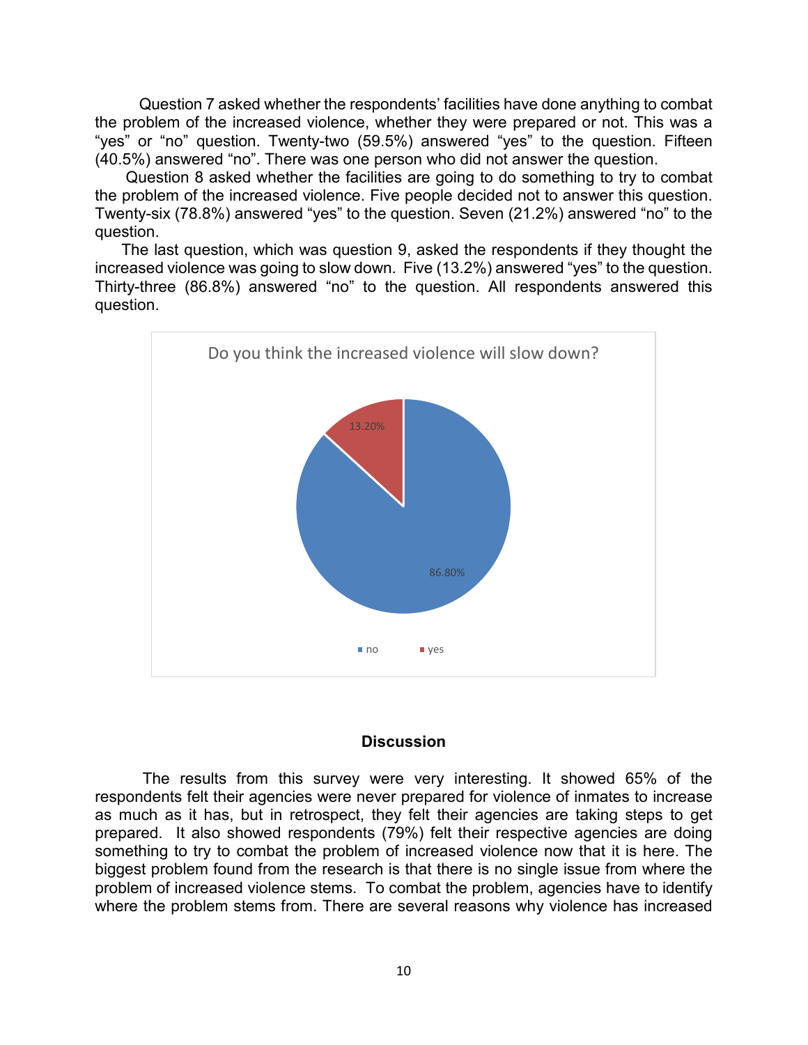Question 7 asked whether the respondents' facilities have done anything to combat the problem of the increased violence, whether they were prepared or not. This was a "yes" or "no" question. Twenty-two (59.5%) answered "yes" to the question. Fifteen (40.5%) answered "no". There was one person who did not answer the question.

Question 8 asked whether the facilities are going to do something to try to combat the problem of the increased violence. Five people decided not to answer this question. Twenty-six (78.8%) answered "yes" to the question. Seven (21.2%) answered "no" to the question.

The last question, which was question 9, asked the respondents if they thought the increased violence was going to slow down. Five (13.2%) answered "yes" to the question. Thirty-three (86.8%) answered "no" to the question. All respondents answered this question.

Do you think the increased violence will slow down?

| Response | Percentage |
|---|---|
| no | 86.80% |
| yes | 13.20% |

## Discussion

The results from this survey were very interesting. It showed 65% of the respondents felt their agencies were never prepared for violence of inmates to increase as much as it has, but in retrospect, they felt their agencies are taking steps to get prepared. It also showed respondents (79%) felt their respective agencies are doing something to try to combat the problem of increased violence now that it is here. The biggest problem found from the research is that there is no single issue from where the problem of increased violence stems. To combat the problem, agencies have to identify where the problem stems from. There are several reasons why violence has increased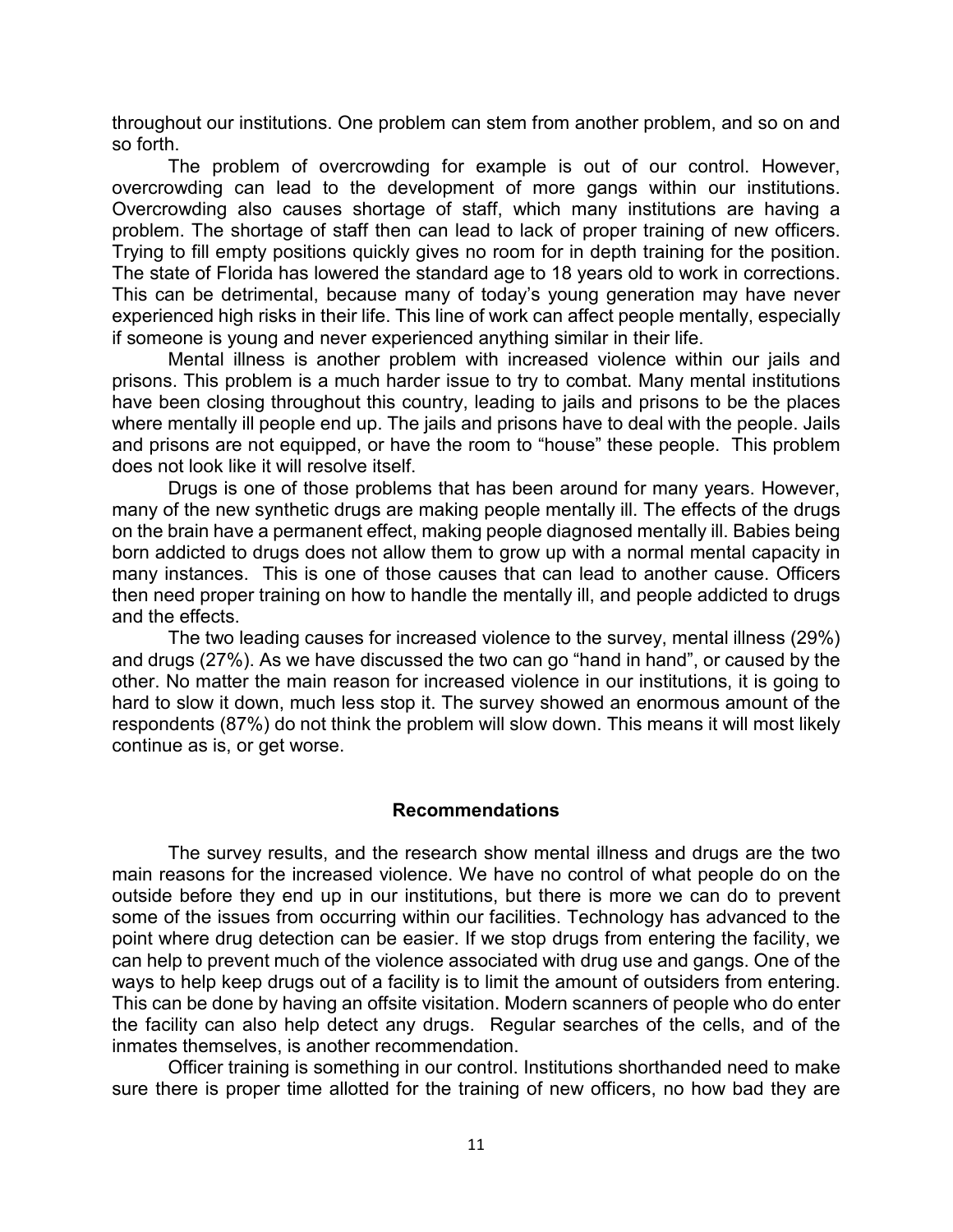throughout our institutions. One problem can stem from another problem, and so on and so forth.

The problem of overcrowding for example is out of our control. However, overcrowding can lead to the development of more gangs within our institutions. Overcrowding also causes shortage of staff, which many institutions are having a problem. The shortage of staff then can lead to lack of proper training of new officers. Trying to fill empty positions quickly gives no room for in depth training for the position. The state of Florida has lowered the standard age to 18 years old to work in corrections. This can be detrimental, because many of today's young generation may have never experienced high risks in their life. This line of work can affect people mentally, especially if someone is young and never experienced anything similar in their life.

Mental illness is another problem with increased violence within our jails and prisons. This problem is a much harder issue to try to combat. Many mental institutions have been closing throughout this country, leading to jails and prisons to be the places where mentally ill people end up. The jails and prisons have to deal with the people. Jails and prisons are not equipped, or have the room to "house" these people. This problem does not look like it will resolve itself.

Drugs is one of those problems that has been around for many years. However, many of the new synthetic drugs are making people mentally ill. The effects of the drugs on the brain have a permanent effect, making people diagnosed mentally ill. Babies being born addicted to drugs does not allow them to grow up with a normal mental capacity in many instances. This is one of those causes that can lead to another cause. Officers then need proper training on how to handle the mentally ill, and people addicted to drugs and the effects.

The two leading causes for increased violence to the survey, mental illness (29%) and drugs (27%). As we have discussed the two can go "hand in hand", or caused by the other. No matter the main reason for increased violence in our institutions, it is going to hard to slow it down, much less stop it. The survey showed an enormous amount of the respondents (87%) do not think the problem will slow down. This means it will most likely continue as is, or get worse.

## Recommendations

The survey results, and the research show mental illness and drugs are the two main reasons for the increased violence. We have no control of what people do on the outside before they end up in our institutions, but there is more we can do to prevent some of the issues from occurring within our facilities. Technology has advanced to the point where drug detection can be easier. If we stop drugs from entering the facility, we can help to prevent much of the violence associated with drug use and gangs. One of the ways to help keep drugs out of a facility is to limit the amount of outsiders from entering. This can be done by having an offsite visitation. Modern scanners of people who do enter the facility can also help detect any drugs. Regular searches of the cells, and of the inmates themselves, is another recommendation.

Officer training is something in our control. Institutions shorthanded need to make sure there is proper time allotted for the training of new officers, no how bad they are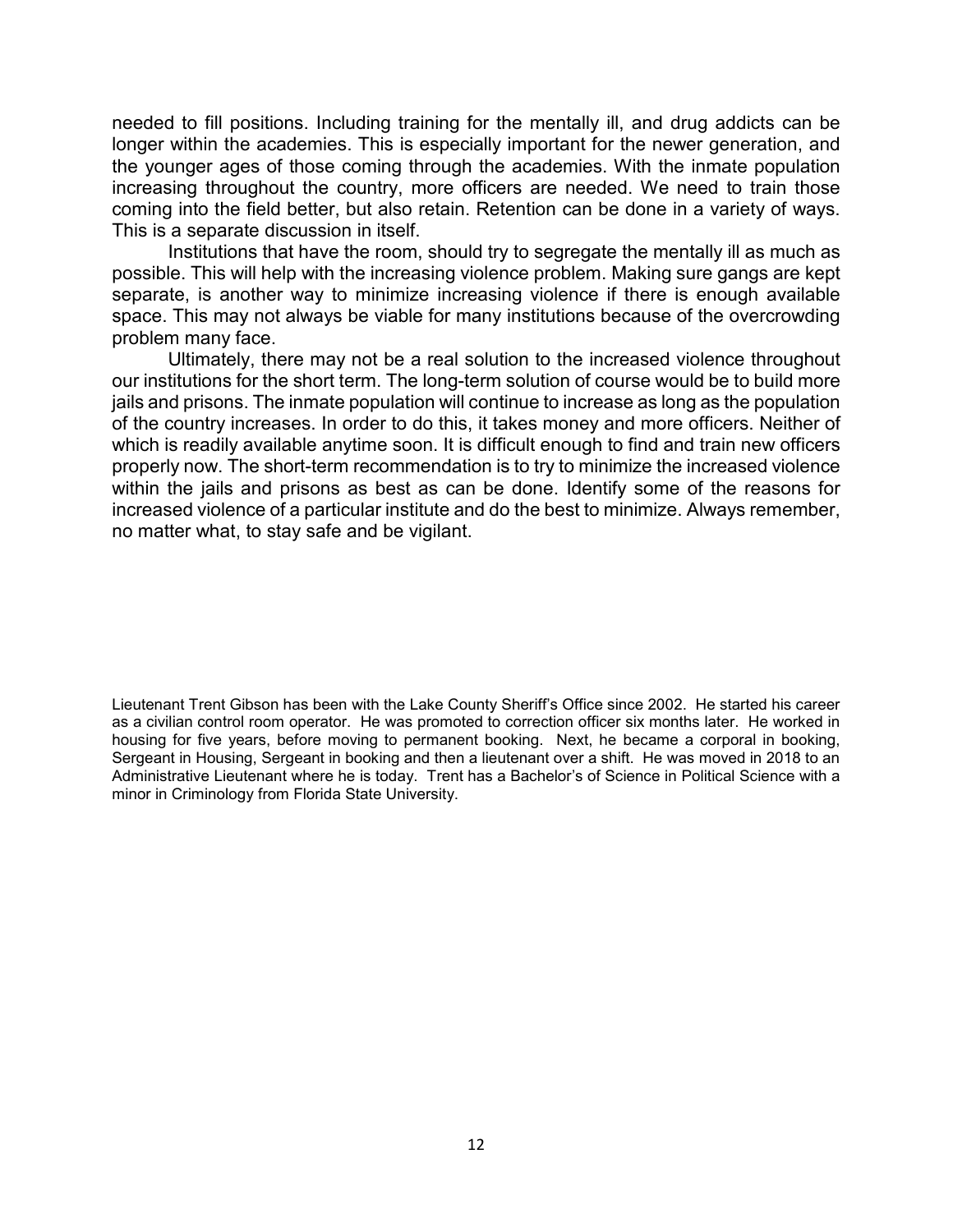needed to fill positions. Including training for the mentally ill, and drug addicts can be longer within the academies. This is especially important for the newer generation, and the younger ages of those coming through the academies. With the inmate population increasing throughout the country, more officers are needed. We need to train those coming into the field better, but also retain. Retention can be done in a variety of ways. This is a separate discussion in itself.

Institutions that have the room, should try to segregate the mentally ill as much as possible. This will help with the increasing violence problem. Making sure gangs are kept separate, is another way to minimize increasing violence if there is enough available space. This may not always be viable for many institutions because of the overcrowding problem many face.

Ultimately, there may not be a real solution to the increased violence throughout our institutions for the short term. The long-term solution of course would be to build more jails and prisons. The inmate population will continue to increase as long as the population of the country increases. In order to do this, it takes money and more officers. Neither of which is readily available anytime soon. It is difficult enough to find and train new officers properly now. The short-term recommendation is to try to minimize the increased violence within the jails and prisons as best as can be done. Identify some of the reasons for increased violence of a particular institute and do the best to minimize. Always remember, no matter what, to stay safe and be vigilant.

Lieutenant Trent Gibson has been with the Lake County Sheriff's Office since 2002. He started his career as a civilian control room operator. He was promoted to correction officer six months later. He worked in housing for five years, before moving to permanent booking. Next, he became a corporal in booking, Sergeant in Housing, Sergeant in booking and then a lieutenant over a shift. He was moved in 2018 to an Administrative Lieutenant where he is today. Trent has a Bachelor's of Science in Political Science with a minor in Criminology from Florida State University.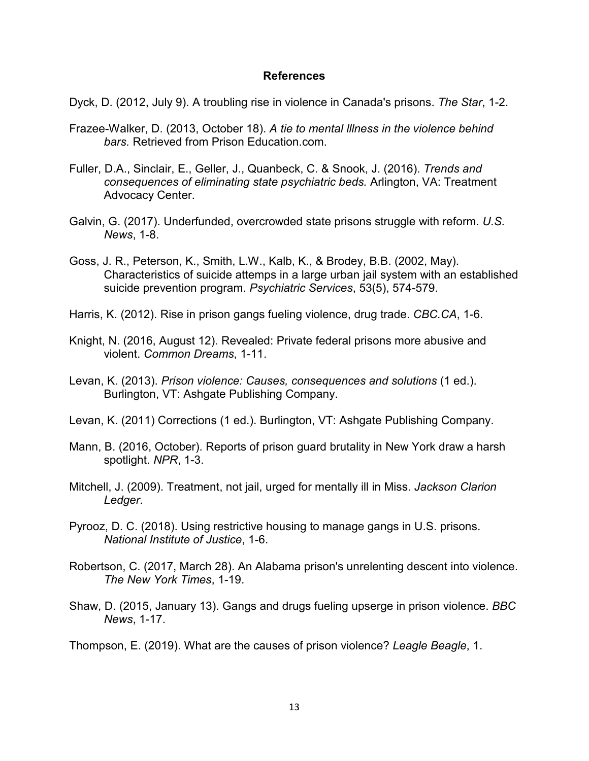## References

Dyck, D. (2012, July 9). A troubling rise in violence in Canada's prisons. *The Star*, 1-2.

Frazee-Walker, D. (2013, October 18). *A tie to mental lllness in the violence behind bars.* Retrieved from Prison Education.com.

Fuller, D.A., Sinclair, E., Geller, J., Quanbeck, C. & Snook, J. (2016). *Trends and consequences of eliminating state psychiatric beds.* Arlington, VA: Treatment Advocacy Center.

Galvin, G. (2017). Underfunded, overcrowded state prisons struggle with reform. *U.S. News*, 1-8.

Goss, J. R., Peterson, K., Smith, L.W., Kalb, K., & Brodey, B.B. (2002, May). Characteristics of suicide attemps in a large urban jail system with an established suicide prevention program. *Psychiatric Services*, 53(5), 574-579.

Harris, K. (2012). Rise in prison gangs fueling violence, drug trade. *CBC.CA*, 1-6.

Knight, N. (2016, August 12). Revealed: Private federal prisons more abusive and violent. *Common Dreams*, 1-11.

Levan, K. (2013). *Prison violence: Causes, consequences and solutions* (1 ed.). Burlington, VT: Ashgate Publishing Company.

Levan, K. (2011) Corrections (1 ed.). Burlington, VT: Ashgate Publishing Company.

Mann, B. (2016, October). Reports of prison guard brutality in New York draw a harsh spotlight. *NPR*, 1-3.

Mitchell, J. (2009). Treatment, not jail, urged for mentally ill in Miss. *Jackson Clarion Ledger*.

Pyrooz, D. C. (2018). Using restrictive housing to manage gangs in U.S. prisons. *National Institute of Justice*, 1-6.

Robertson, C. (2017, March 28). An Alabama prison's unrelenting descent into violence. *The New York Times*, 1-19.

Shaw, D. (2015, January 13). Gangs and drugs fueling upserge in prison violence. *BBC News*, 1-17.

Thompson, E. (2019). What are the causes of prison violence? *Leagle Beagle*, 1.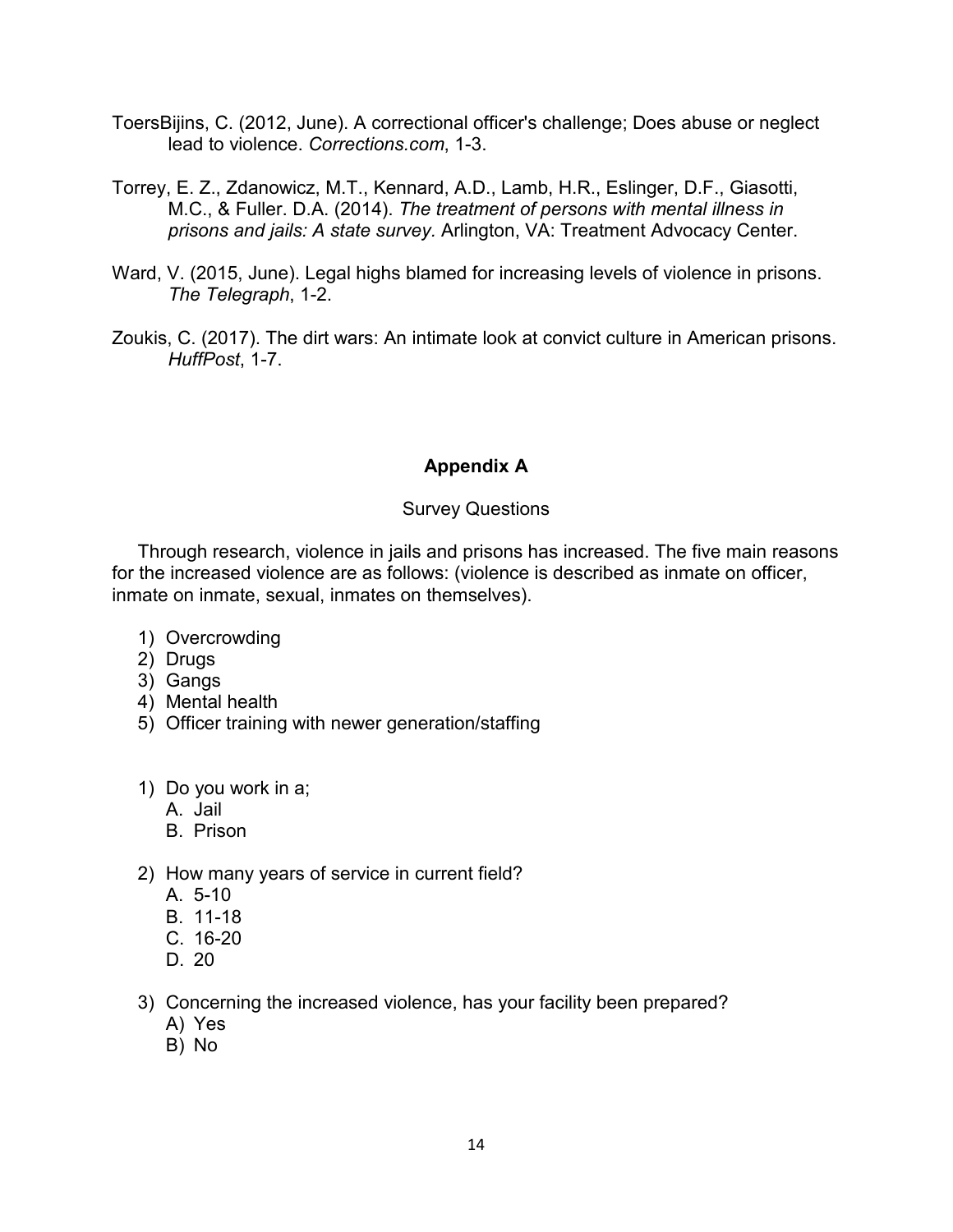ToersBijins, C. (2012, June). A correctional officer's challenge; Does abuse or neglect lead to violence. *Corrections.com*, 1-3.

Torrey, E. Z., Zdanowicz, M.T., Kennard, A.D., Lamb, H.R., Eslinger, D.F., Giasotti, M.C., & Fuller. D.A. (2014). *The treatment of persons with mental illness in prisons and jails: A state survey.* Arlington, VA: Treatment Advocacy Center.

Ward, V. (2015, June). Legal highs blamed for increasing levels of violence in prisons. *The Telegraph*, 1-2.

Zoukis, C. (2017). The dirt wars: An intimate look at convict culture in American prisons. *HuffPost*, 1-7.

## Appendix A

Survey Questions

Through research, violence in jails and prisons has increased. The five main reasons for the increased violence are as follows: (violence is described as inmate on officer, inmate on inmate, sexual, inmates on themselves).

1) Overcrowding
2) Drugs
3) Gangs
4) Mental health
5) Officer training with newer generation/staffing

1) Do you work in a;
   A. Jail
   B. Prison

2) How many years of service in current field?
   A. 5-10
   B. 11-18
   C. 16-20
   D. 20

3) Concerning the increased violence, has your facility been prepared?
   A) Yes
   B) No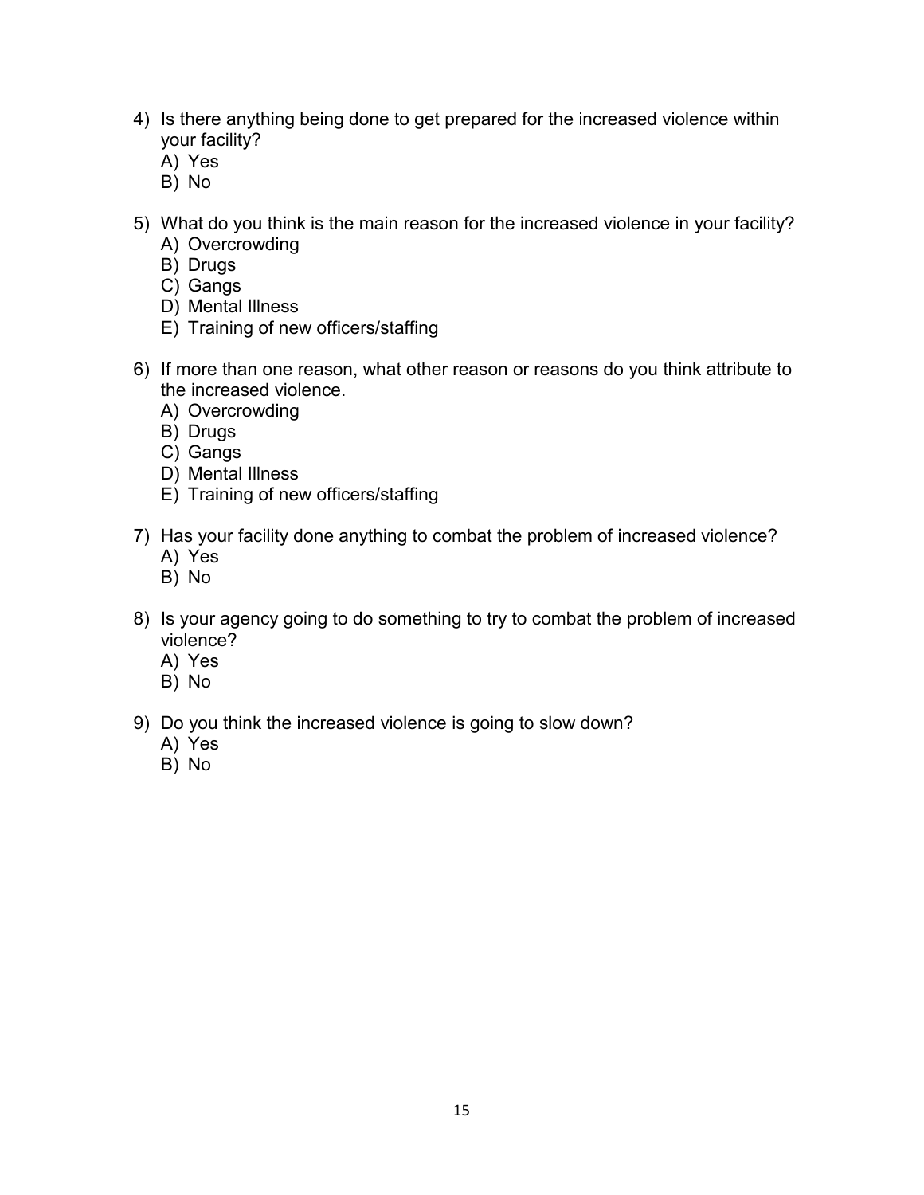4) Is there anything being done to get prepared for the increased violence within your facility?
   A) Yes
   B) No

5) What do you think is the main reason for the increased violence in your facility?
   A) Overcrowding
   B) Drugs
   C) Gangs
   D) Mental Illness
   E) Training of new officers/staffing

6) If more than one reason, what other reason or reasons do you think attribute to the increased violence.
   A) Overcrowding
   B) Drugs
   C) Gangs
   D) Mental Illness
   E) Training of new officers/staffing

7) Has your facility done anything to combat the problem of increased violence?
   A) Yes
   B) No

8) Is your agency going to do something to try to combat the problem of increased violence?
   A) Yes
   B) No

9) Do you think the increased violence is going to slow down?
   A) Yes
   B) No